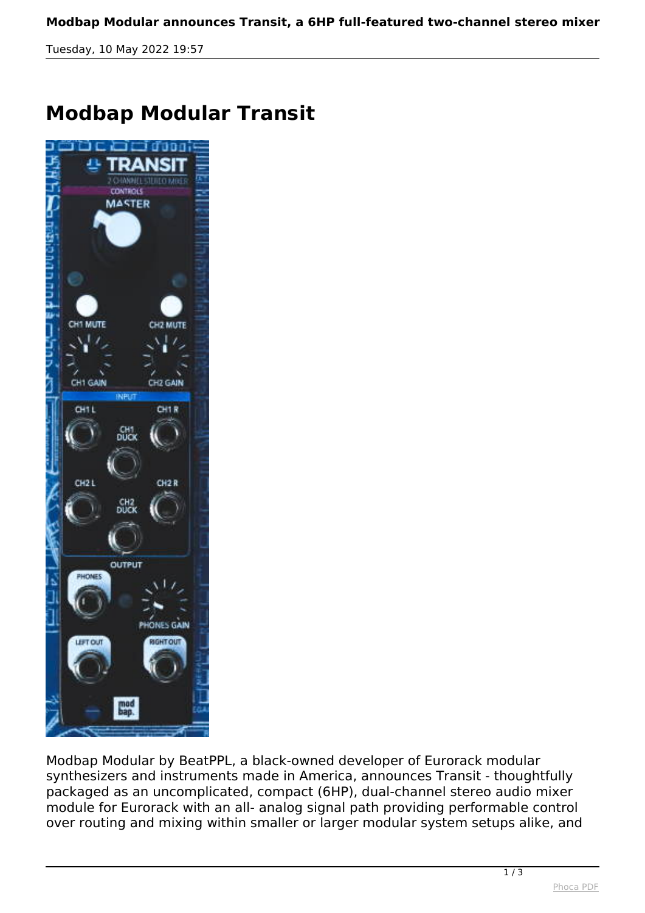# Modbap Modular Transit

Modbap Modular by BeatPPL, a black-owned developer of Eurorack modular synthesizers and instruments made in America, announces Transit - thoughtfully packaged as an uncomplicated, compact (6HP), dual-channel stereo audio mixer module for Eurorack with an all- analog signal path providing performable control over routing and mixing within smaller or larger modular system setups alike, and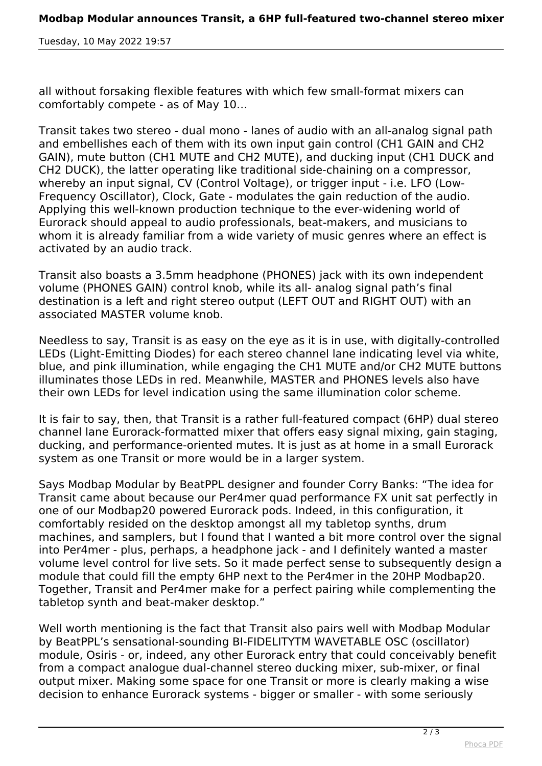all without forsaking flexible features with which few small-format mixers can comfortably compete - as of May 10…

Transit takes two stereo - dual mono - lanes of audio with an all-analog signal path and embellishes each of them with its own input gain control (CH1 GAIN and CH2 GAIN), mute button (CH1 MUTE and CH2 MUTE), and ducking input (CH1 DUCK and CH2 DUCK), the latter operating like traditional side-chaining on a compressor, whereby an input signal, CV (Control Voltage), or trigger input - i.e. LFO (Low-Frequency Oscillator), Clock, Gate - modulates the gain reduction of the audio. Applying this well-known production technique to the ever-widening world of Eurorack should appeal to audio professionals, beat-makers, and musicians to whom it is already familiar from a wide variety of music genres where an effect is activated by an audio track.

Transit also boasts a 3.5mm headphone (PHONES) jack with its own independent volume (PHONES GAIN) control knob, while its all- analog signal path's final destination is a left and right stereo output (LEFT OUT and RIGHT OUT) with an associated MASTER volume knob.

Needless to say, Transit is as easy on the eye as it is in use, with digitally-controlled LEDs (Light-Emitting Diodes) for each stereo channel lane indicating level via white, blue, and pink illumination, while engaging the CH1 MUTE and/or CH2 MUTE buttons illuminates those LEDs in red. Meanwhile, MASTER and PHONES levels also have their own LEDs for level indication using the same illumination color scheme.

It is fair to say, then, that Transit is a rather full-featured compact (6HP) dual stereo channel lane Eurorack-formatted mixer that offers easy signal mixing, gain staging, ducking, and performance-oriented mutes. It is just as at home in a small Eurorack system as one Transit or more would be in a larger system.

Says Modbap Modular by BeatPPL designer and founder Corry Banks: "The idea for Transit came about because our Per4mer quad performance FX unit sat perfectly in one of our Modbap20 powered Eurorack pods. Indeed, in this configuration, it comfortably resided on the desktop amongst all my tabletop synths, drum machines, and samplers, but I found that I wanted a bit more control over the signal into Per4mer - plus, perhaps, a headphone jack - and I definitely wanted a master volume level control for live sets. So it made perfect sense to subsequently design a module that could fill the empty 6HP next to the Per4mer in the 20HP Modbap20. Together, Transit and Per4mer make for a perfect pairing while complementing the tabletop synth and beat-maker desktop."

Well worth mentioning is the fact that Transit also pairs well with Modbap Modular by BeatPPL's sensational-sounding BI-FIDELITYTM WAVETABLE OSC (oscillator) module, Osiris - or, indeed, any other Eurorack entry that could conceivably benefit from a compact analogue dual-channel stereo ducking mixer, sub-mixer, or final output mixer. Making some space for one Transit or more is clearly making a wise decision to enhance Eurorack systems - bigger or smaller - with some seriously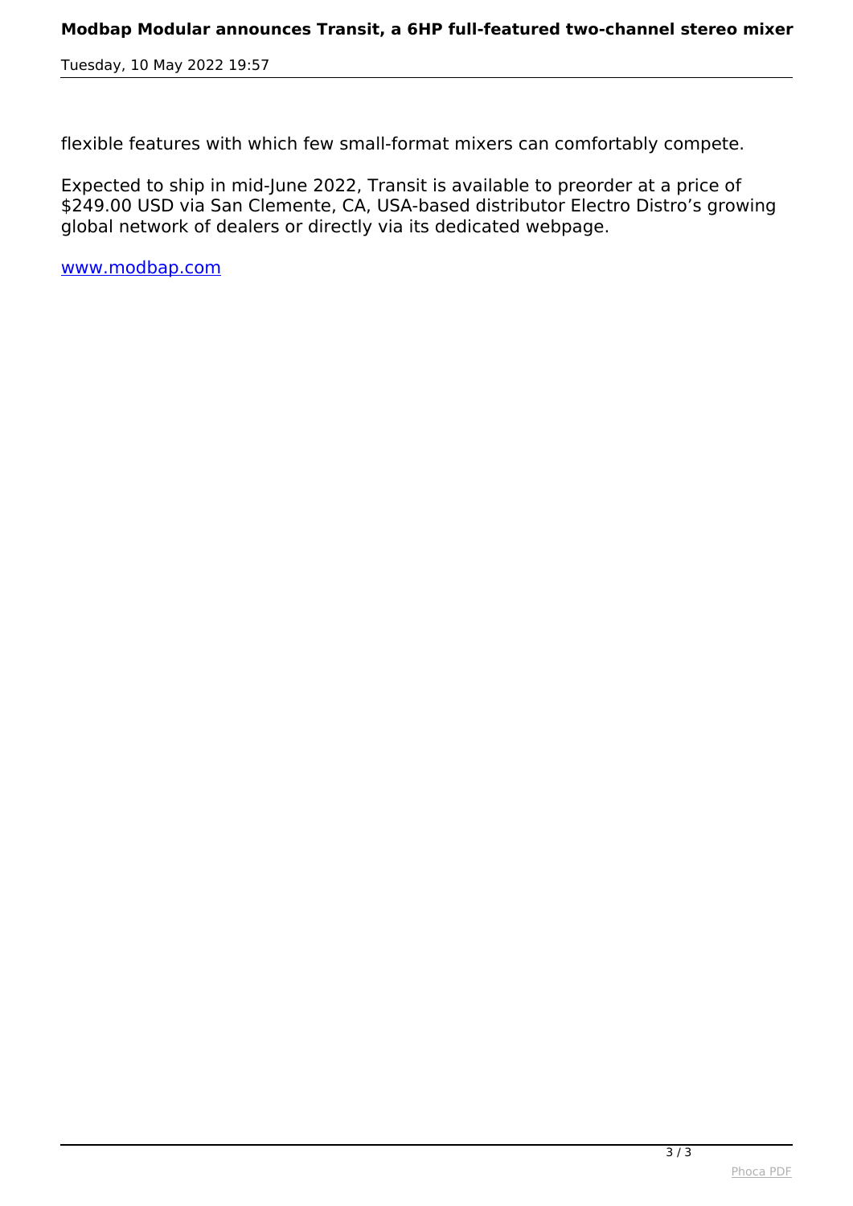flexible features with which few small-format mixers can comfortably compete.

Expected to ship in mid-June 2022, Transit is available to preorder at a price of $249.00 USD via San Clemente, CA, USA-based distributor Electro Distro's growing global network of dealers or directly via its dedicated webpage.

[www.modbap.com](http://www.modbap.com)